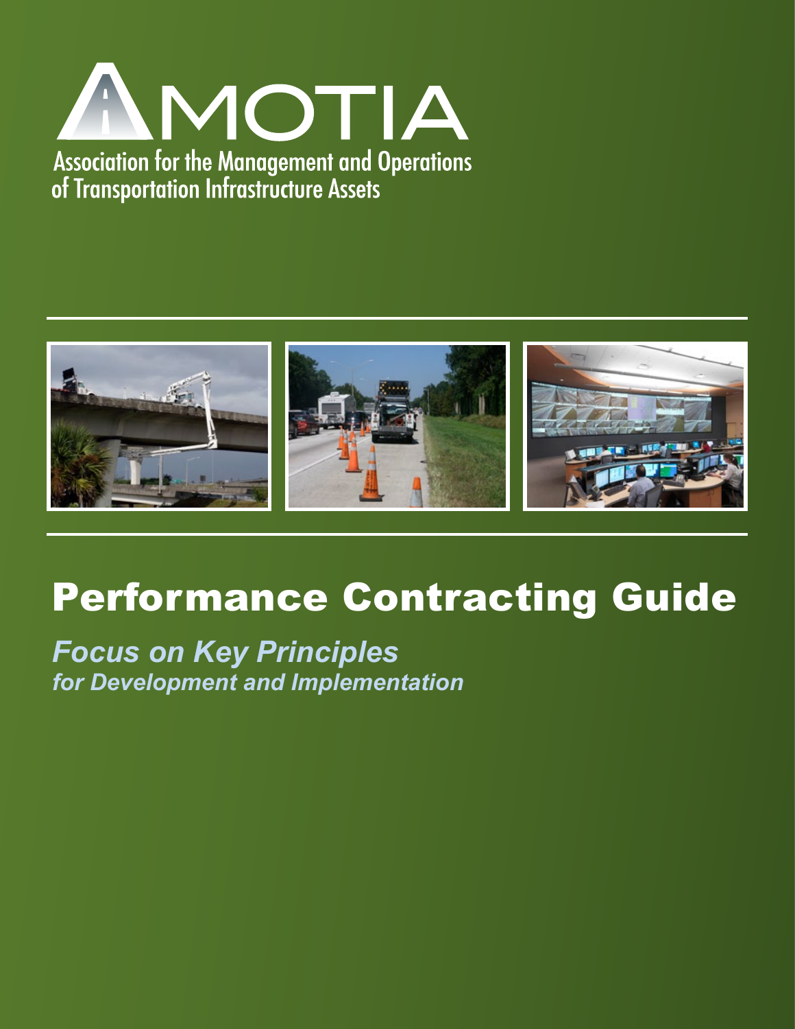AMOTIA

Association for the Management and Operations of Transportation Infrastructure Assets

# Performance Contracting Guide

## *Focus on Key Principles for Development and Implementation*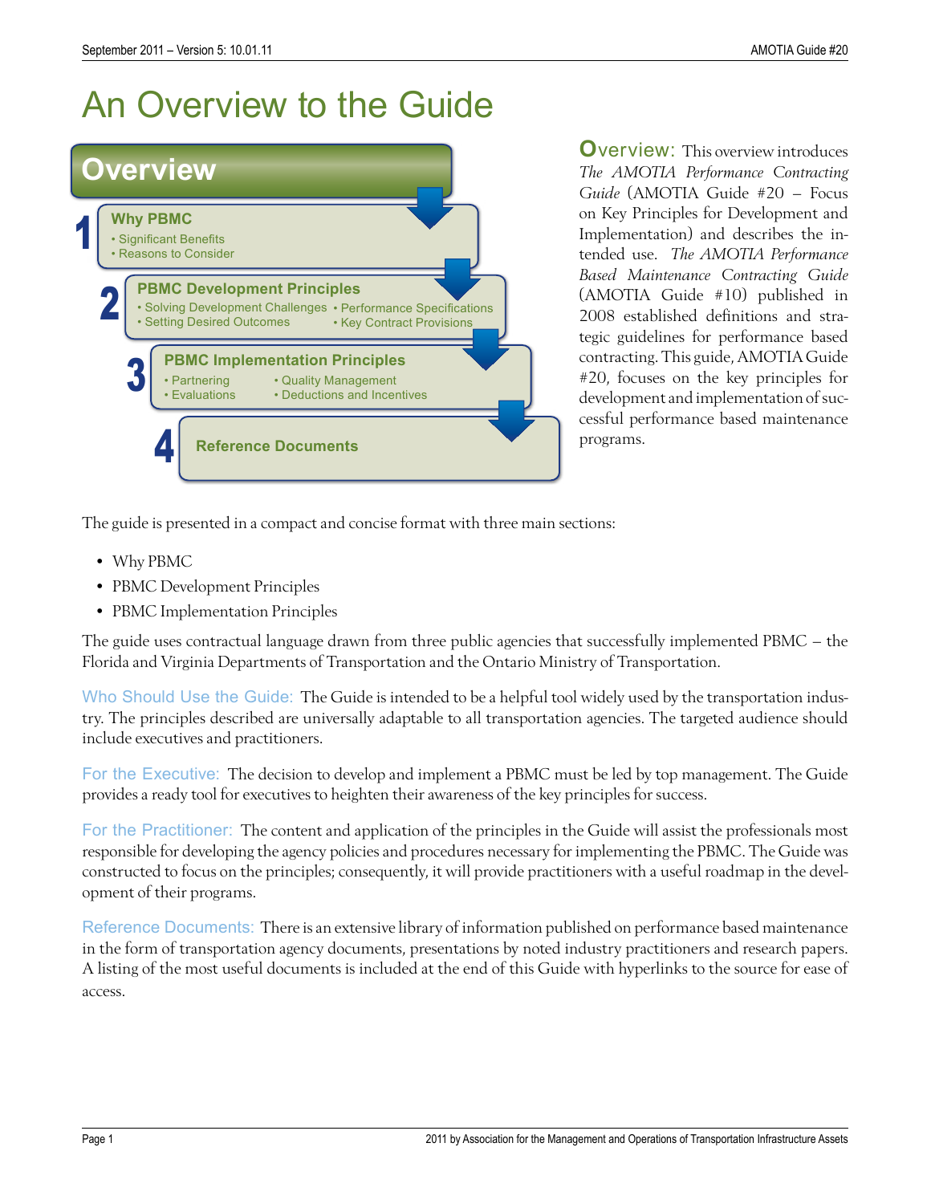# An Overview to the Guide

## Overview

**1 Why PBMC**
- Significant Benefits
- Reasons to Consider

**2 PBMC Development Principles**
- Solving Development Challenges
- Setting Desired Outcomes
- Performance Specifications
- Key Contract Provisions

**3 PBMC Implementation Principles**
- Partnering
- Evaluations
- Quality Management
- Deductions and Incentives

**4 Reference Documents**

Overview: This overview introduces *The AMOTIA Performance Contracting Guide* (AMOTIA Guide #20 – Focus on Key Principles for Development and Implementation) and describes the intended use. *The AMOTIA Performance Based Maintenance Contracting Guide* (AMOTIA Guide #10) published in 2008 established definitions and strategic guidelines for performance based contracting. This guide, AMOTIA Guide #20, focuses on the key principles for development and implementation of successful performance based maintenance programs.

The guide is presented in a compact and concise format with three main sections:

- Why PBMC
- PBMC Development Principles
- PBMC Implementation Principles

The guide uses contractual language drawn from three public agencies that successfully implemented PBMC – the Florida and Virginia Departments of Transportation and the Ontario Ministry of Transportation.

Who Should Use the Guide: The Guide is intended to be a helpful tool widely used by the transportation industry. The principles described are universally adaptable to all transportation agencies. The targeted audience should include executives and practitioners.

For the Executive: The decision to develop and implement a PBMC must be led by top management. The Guide provides a ready tool for executives to heighten their awareness of the key principles for success.

For the Practitioner: The content and application of the principles in the Guide will assist the professionals most responsible for developing the agency policies and procedures necessary for implementing the PBMC. The Guide was constructed to focus on the principles; consequently, it will provide practitioners with a useful roadmap in the development of their programs.

Reference Documents: There is an extensive library of information published on performance based maintenance in the form of transportation agency documents, presentations by noted industry practitioners and research papers. A listing of the most useful documents is included at the end of this Guide with hyperlinks to the source for ease of access.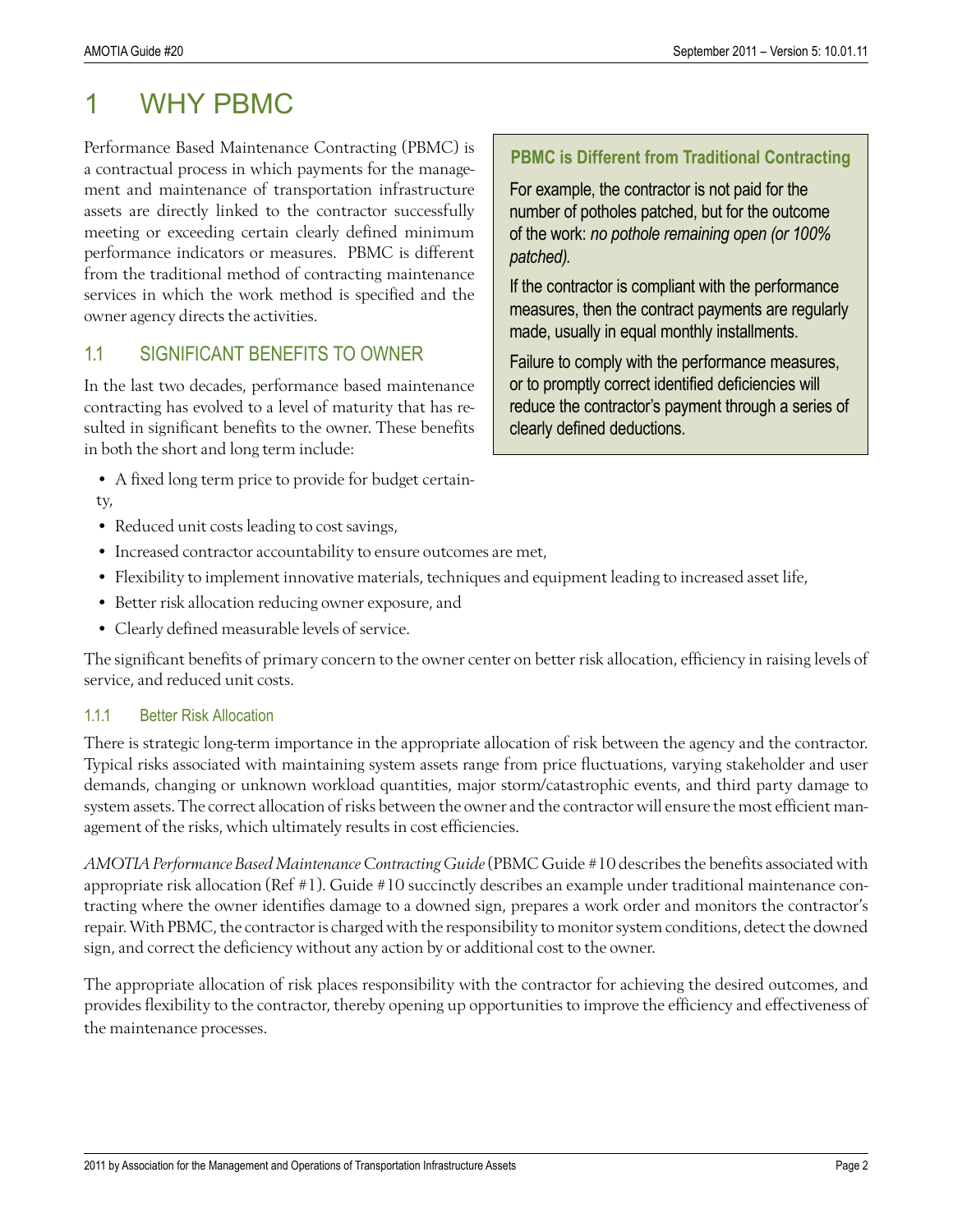# 1 WHY PBMC

Performance Based Maintenance Contracting (PBMC) is a contractual process in which payments for the management and maintenance of transportation infrastructure assets are directly linked to the contractor successfully meeting or exceeding certain clearly defined minimum performance indicators or measures. PBMC is different from the traditional method of contracting maintenance services in which the work method is specified and the owner agency directs the activities.

> **PBMC is Different from Traditional Contracting**
>
> For example, the contractor is not paid for the number of potholes patched, but for the outcome of the work: *no pothole remaining open (or 100% patched).*
>
> If the contractor is compliant with the performance measures, then the contract payments are regularly made, usually in equal monthly installments.
>
> Failure to comply with the performance measures, or to promptly correct identified deficiencies will reduce the contractor's payment through a series of clearly defined deductions.

## 1.1 SIGNIFICANT BENEFITS TO OWNER

In the last two decades, performance based maintenance contracting has evolved to a level of maturity that has resulted in significant benefits to the owner. These benefits in both the short and long term include:

- A fixed long term price to provide for budget certainty,
- Reduced unit costs leading to cost savings,
- Increased contractor accountability to ensure outcomes are met,
- Flexibility to implement innovative materials, techniques and equipment leading to increased asset life,
- Better risk allocation reducing owner exposure, and
- Clearly defined measurable levels of service.

The significant benefits of primary concern to the owner center on better risk allocation, efficiency in raising levels of service, and reduced unit costs.

### 1.1.1 Better Risk Allocation

There is strategic long-term importance in the appropriate allocation of risk between the agency and the contractor. Typical risks associated with maintaining system assets range from price fluctuations, varying stakeholder and user demands, changing or unknown workload quantities, major storm/catastrophic events, and third party damage to system assets. The correct allocation of risks between the owner and the contractor will ensure the most efficient management of the risks, which ultimately results in cost efficiencies.

*AMOTIA Performance Based Maintenance Contracting Guide* (PBMC Guide #10 describes the benefits associated with appropriate risk allocation (Ref #1). Guide #10 succinctly describes an example under traditional maintenance contracting where the owner identifies damage to a downed sign, prepares a work order and monitors the contractor's repair. With PBMC, the contractor is charged with the responsibility to monitor system conditions, detect the downed sign, and correct the deficiency without any action by or additional cost to the owner.

The appropriate allocation of risk places responsibility with the contractor for achieving the desired outcomes, and provides flexibility to the contractor, thereby opening up opportunities to improve the efficiency and effectiveness of the maintenance processes.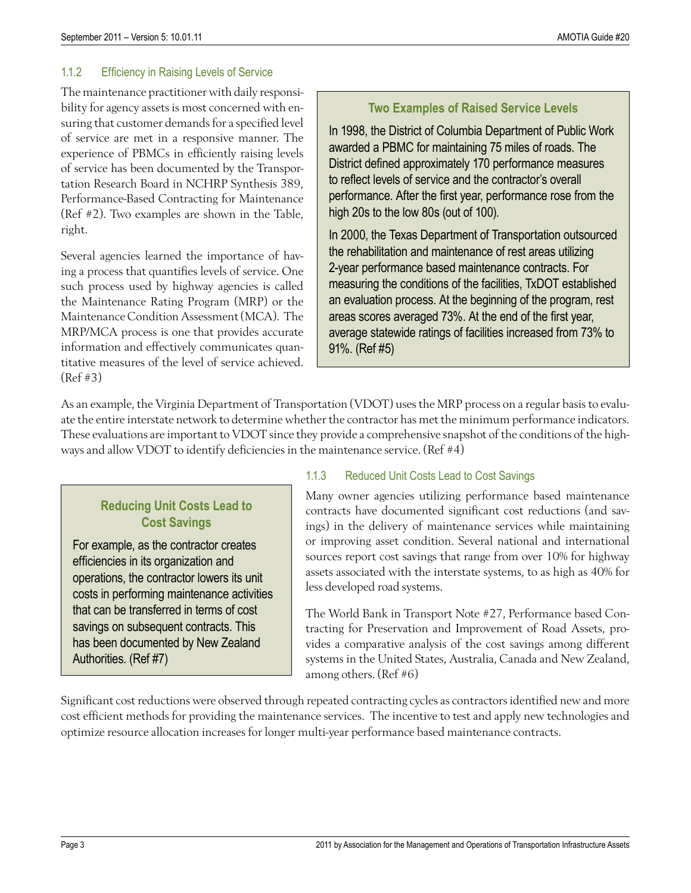### 1.1.2 Efficiency in Raising Levels of Service

The maintenance practitioner with daily responsibility for agency assets is most concerned with ensuring that customer demands for a specified level of service are met in a responsive manner. The experience of PBMCs in efficiently raising levels of service has been documented by the Transportation Research Board in NCHRP Synthesis 389, Performance-Based Contracting for Maintenance (Ref #2). Two examples are shown in the Table, right.

**Two Examples of Raised Service Levels**

In 1998, the District of Columbia Department of Public Work awarded a PBMC for maintaining 75 miles of roads. The District defined approximately 170 performance measures to reflect levels of service and the contractor's overall performance. After the first year, performance rose from the high 20s to the low 80s (out of 100).

In 2000, the Texas Department of Transportation outsourced the rehabilitation and maintenance of rest areas utilizing 2-year performance based maintenance contracts. For measuring the conditions of the facilities, TxDOT established an evaluation process. At the beginning of the program, rest areas scores averaged 73%. At the end of the first year, average statewide ratings of facilities increased from 73% to 91%. (Ref #5)

Several agencies learned the importance of having a process that quantifies levels of service. One such process used by highway agencies is called the Maintenance Rating Program (MRP) or the Maintenance Condition Assessment (MCA). The MRP/MCA process is one that provides accurate information and effectively communicates quantitative measures of the level of service achieved. (Ref #3)

As an example, the Virginia Department of Transportation (VDOT) uses the MRP process on a regular basis to evaluate the entire interstate network to determine whether the contractor has met the minimum performance indicators. These evaluations are important to VDOT since they provide a comprehensive snapshot of the conditions of the highways and allow VDOT to identify deficiencies in the maintenance service. (Ref #4)

### 1.1.3 Reduced Unit Costs Lead to Cost Savings

Many owner agencies utilizing performance based maintenance contracts have documented significant cost reductions (and savings) in the delivery of maintenance services while maintaining or improving asset condition. Several national and international sources report cost savings that range from over 10% for highway assets associated with the interstate systems, to as high as 40% for less developed road systems.

**Reducing Unit Costs Lead to Cost Savings**

For example, as the contractor creates efficiencies in its organization and operations, the contractor lowers its unit costs in performing maintenance activities that can be transferred in terms of cost savings on subsequent contracts. This has been documented by New Zealand Authorities. (Ref #7)

The World Bank in Transport Note #27, Performance based Contracting for Preservation and Improvement of Road Assets, provides a comparative analysis of the cost savings among different systems in the United States, Australia, Canada and New Zealand, among others. (Ref #6)

Significant cost reductions were observed through repeated contracting cycles as contractors identified new and more cost efficient methods for providing the maintenance services. The incentive to test and apply new technologies and optimize resource allocation increases for longer multi-year performance based maintenance contracts.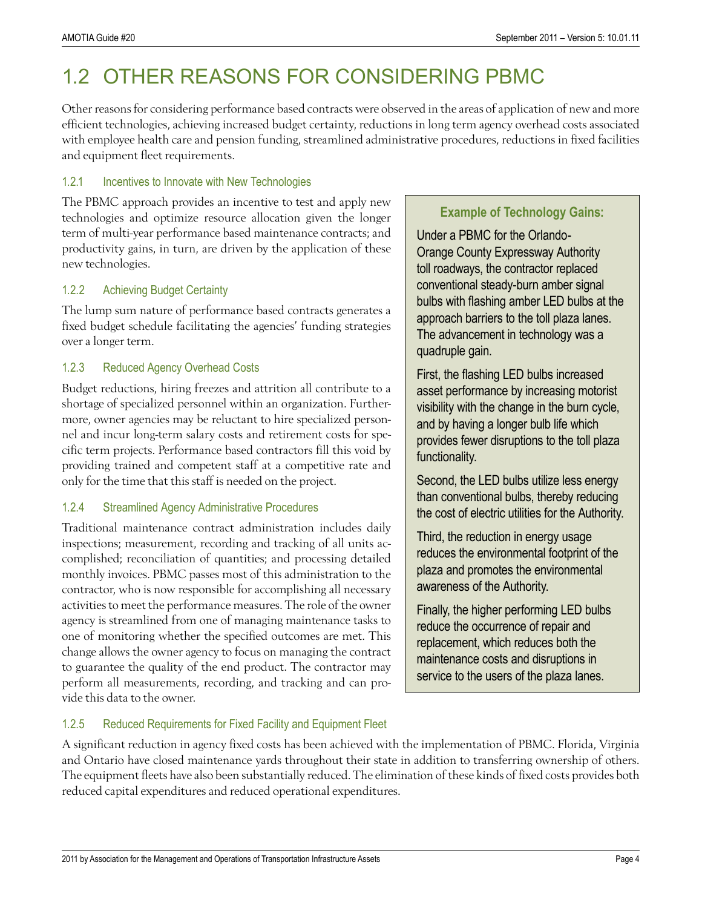# 1.2 OTHER REASONS FOR CONSIDERING PBMC

Other reasons for considering performance based contracts were observed in the areas of application of new and more efficient technologies, achieving increased budget certainty, reductions in long term agency overhead costs associated with employee health care and pension funding, streamlined administrative procedures, reductions in fixed facilities and equipment fleet requirements.

### 1.2.1 Incentives to Innovate with New Technologies

The PBMC approach provides an incentive to test and apply new technologies and optimize resource allocation given the longer term of multi-year performance based maintenance contracts; and productivity gains, in turn, are driven by the application of these new technologies.

### 1.2.2 Achieving Budget Certainty

The lump sum nature of performance based contracts generates a fixed budget schedule facilitating the agencies' funding strategies over a longer term.

### 1.2.3 Reduced Agency Overhead Costs

Budget reductions, hiring freezes and attrition all contribute to a shortage of specialized personnel within an organization. Furthermore, owner agencies may be reluctant to hire specialized personnel and incur long-term salary costs and retirement costs for specific term projects. Performance based contractors fill this void by providing trained and competent staff at a competitive rate and only for the time that this staff is needed on the project.

### 1.2.4 Streamlined Agency Administrative Procedures

Traditional maintenance contract administration includes daily inspections; measurement, recording and tracking of all units accomplished; reconciliation of quantities; and processing detailed monthly invoices. PBMC passes most of this administration to the contractor, who is now responsible for accomplishing all necessary activities to meet the performance measures. The role of the owner agency is streamlined from one of managing maintenance tasks to one of monitoring whether the specified outcomes are met. This change allows the owner agency to focus on managing the contract to guarantee the quality of the end product. The contractor may perform all measurements, recording, and tracking and can provide this data to the owner.

> **Example of Technology Gains:**
>
> Under a PBMC for the Orlando-Orange County Expressway Authority toll roadways, the contractor replaced conventional steady-burn amber signal bulbs with flashing amber LED bulbs at the approach barriers to the toll plaza lanes. The advancement in technology was a quadruple gain.
>
> First, the flashing LED bulbs increased asset performance by increasing motorist visibility with the change in the burn cycle, and by having a longer bulb life which provides fewer disruptions to the toll plaza functionality.
>
> Second, the LED bulbs utilize less energy than conventional bulbs, thereby reducing the cost of electric utilities for the Authority.
>
> Third, the reduction in energy usage reduces the environmental footprint of the plaza and promotes the environmental awareness of the Authority.
>
> Finally, the higher performing LED bulbs reduce the occurrence of repair and replacement, which reduces both the maintenance costs and disruptions in service to the users of the plaza lanes.

### 1.2.5 Reduced Requirements for Fixed Facility and Equipment Fleet

A significant reduction in agency fixed costs has been achieved with the implementation of PBMC. Florida, Virginia and Ontario have closed maintenance yards throughout their state in addition to transferring ownership of others. The equipment fleets have also been substantially reduced. The elimination of these kinds of fixed costs provides both reduced capital expenditures and reduced operational expenditures.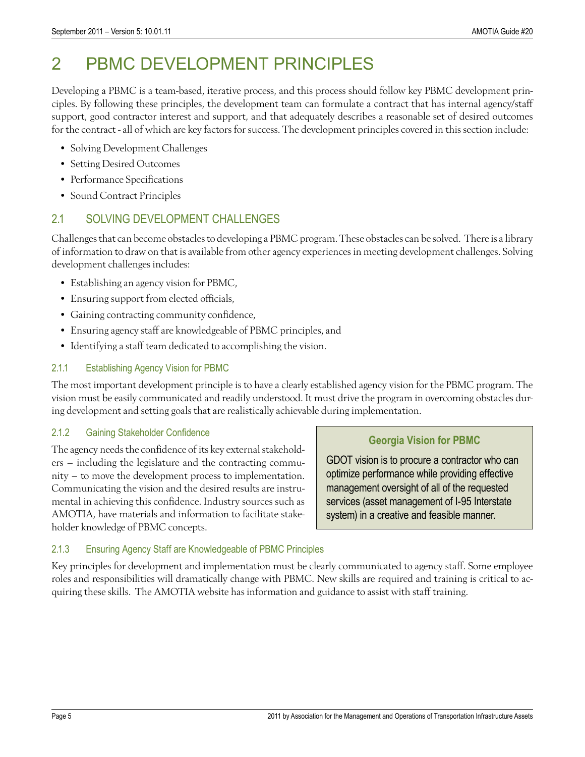# 2 PBMC DEVELOPMENT PRINCIPLES

Developing a PBMC is a team-based, iterative process, and this process should follow key PBMC development principles. By following these principles, the development team can formulate a contract that has internal agency/staff support, good contractor interest and support, and that adequately describes a reasonable set of desired outcomes for the contract - all of which are key factors for success. The development principles covered in this section include:

- Solving Development Challenges
- Setting Desired Outcomes
- Performance Specifications
- Sound Contract Principles

## 2.1 SOLVING DEVELOPMENT CHALLENGES

Challenges that can become obstacles to developing a PBMC program. These obstacles can be solved. There is a library of information to draw on that is available from other agency experiences in meeting development challenges. Solving development challenges includes:

- Establishing an agency vision for PBMC,
- Ensuring support from elected officials,
- Gaining contracting community confidence,
- Ensuring agency staff are knowledgeable of PBMC principles, and
- Identifying a staff team dedicated to accomplishing the vision.

### 2.1.1 Establishing Agency Vision for PBMC

The most important development principle is to have a clearly established agency vision for the PBMC program. The vision must be easily communicated and readily understood. It must drive the program in overcoming obstacles during development and setting goals that are realistically achievable during implementation.

### 2.1.2 Gaining Stakeholder Confidence

The agency needs the confidence of its key external stakeholders – including the legislature and the contracting community – to move the development process to implementation. Communicating the vision and the desired results are instrumental in achieving this confidence. Industry sources such as AMOTIA, have materials and information to facilitate stakeholder knowledge of PBMC concepts.

> **Georgia Vision for PBMC**
>
> GDOT vision is to procure a contractor who can optimize performance while providing effective management oversight of all of the requested services (asset management of I-95 Interstate system) in a creative and feasible manner.

### 2.1.3 Ensuring Agency Staff are Knowledgeable of PBMC Principles

Key principles for development and implementation must be clearly communicated to agency staff. Some employee roles and responsibilities will dramatically change with PBMC. New skills are required and training is critical to acquiring these skills. The AMOTIA website has information and guidance to assist with staff training.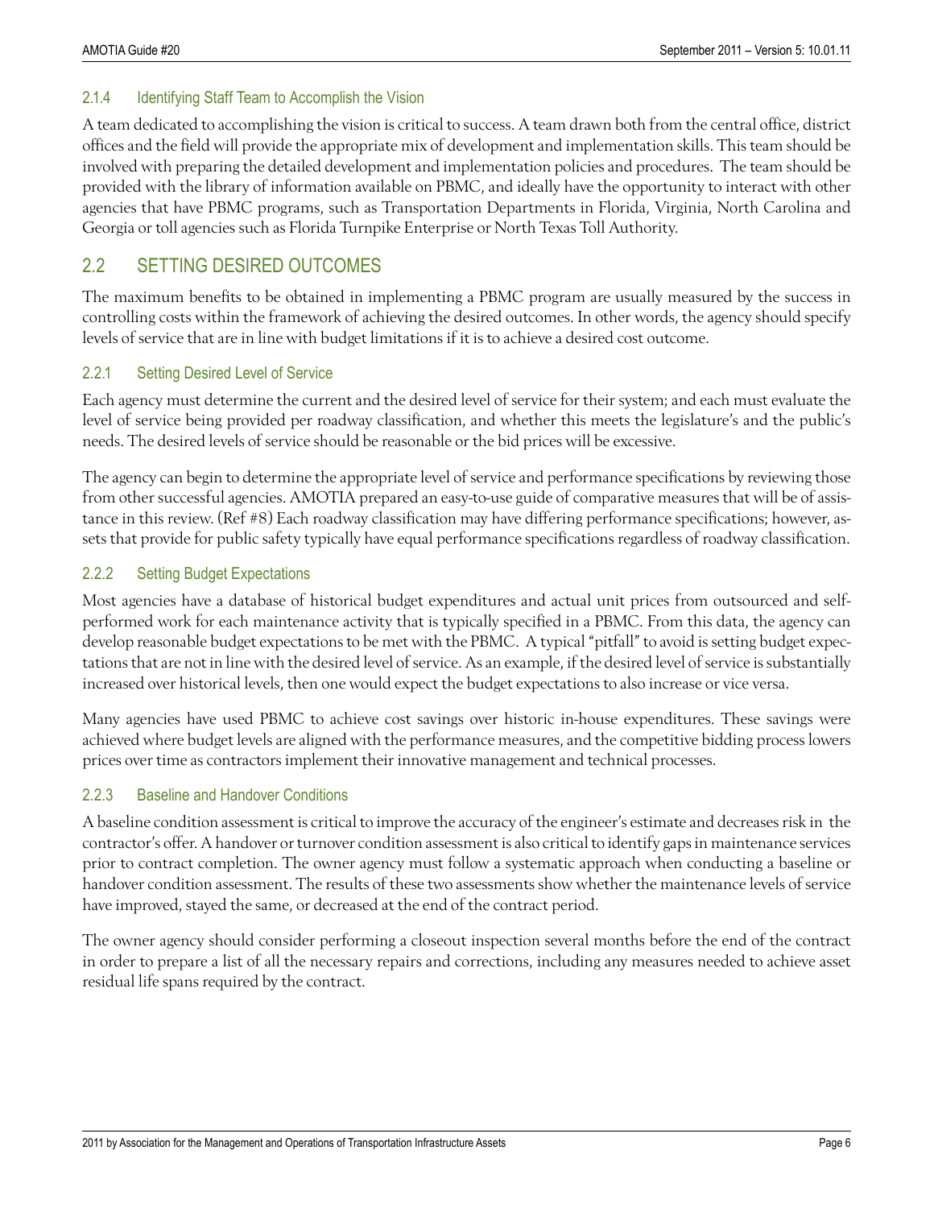### 2.1.4 Identifying Staff Team to Accomplish the Vision

A team dedicated to accomplishing the vision is critical to success. A team drawn both from the central office, district offices and the field will provide the appropriate mix of development and implementation skills. This team should be involved with preparing the detailed development and implementation policies and procedures. The team should be provided with the library of information available on PBMC, and ideally have the opportunity to interact with other agencies that have PBMC programs, such as Transportation Departments in Florida, Virginia, North Carolina and Georgia or toll agencies such as Florida Turnpike Enterprise or North Texas Toll Authority.

## 2.2 SETTING DESIRED OUTCOMES

The maximum benefits to be obtained in implementing a PBMC program are usually measured by the success in controlling costs within the framework of achieving the desired outcomes. In other words, the agency should specify levels of service that are in line with budget limitations if it is to achieve a desired cost outcome.

### 2.2.1 Setting Desired Level of Service

Each agency must determine the current and the desired level of service for their system; and each must evaluate the level of service being provided per roadway classification, and whether this meets the legislature's and the public's needs. The desired levels of service should be reasonable or the bid prices will be excessive.

The agency can begin to determine the appropriate level of service and performance specifications by reviewing those from other successful agencies. AMOTIA prepared an easy-to-use guide of comparative measures that will be of assistance in this review. (Ref #8) Each roadway classification may have differing performance specifications; however, assets that provide for public safety typically have equal performance specifications regardless of roadway classification.

### 2.2.2 Setting Budget Expectations

Most agencies have a database of historical budget expenditures and actual unit prices from outsourced and self-performed work for each maintenance activity that is typically specified in a PBMC. From this data, the agency can develop reasonable budget expectations to be met with the PBMC. A typical "pitfall" to avoid is setting budget expectations that are not in line with the desired level of service. As an example, if the desired level of service is substantially increased over historical levels, then one would expect the budget expectations to also increase or vice versa.

Many agencies have used PBMC to achieve cost savings over historic in-house expenditures. These savings were achieved where budget levels are aligned with the performance measures, and the competitive bidding process lowers prices over time as contractors implement their innovative management and technical processes.

### 2.2.3 Baseline and Handover Conditions

A baseline condition assessment is critical to improve the accuracy of the engineer's estimate and decreases risk in the contractor's offer. A handover or turnover condition assessment is also critical to identify gaps in maintenance services prior to contract completion. The owner agency must follow a systematic approach when conducting a baseline or handover condition assessment. The results of these two assessments show whether the maintenance levels of service have improved, stayed the same, or decreased at the end of the contract period.

The owner agency should consider performing a closeout inspection several months before the end of the contract in order to prepare a list of all the necessary repairs and corrections, including any measures needed to achieve asset residual life spans required by the contract.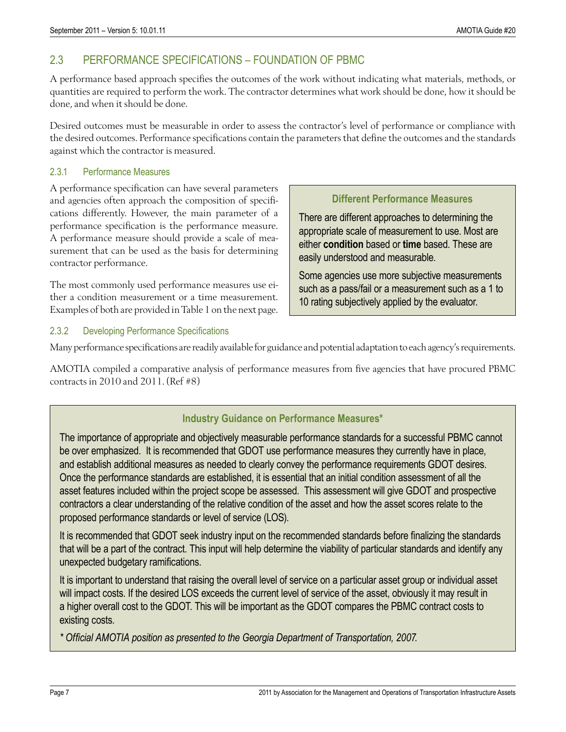## 2.3 PERFORMANCE SPECIFICATIONS – FOUNDATION OF PBMC

A performance based approach specifies the outcomes of the work without indicating what materials, methods, or quantities are required to perform the work. The contractor determines what work should be done, how it should be done, and when it should be done.

Desired outcomes must be measurable in order to assess the contractor's level of performance or compliance with the desired outcomes. Performance specifications contain the parameters that define the outcomes and the standards against which the contractor is measured.

### 2.3.1 Performance Measures

A performance specification can have several parameters and agencies often approach the composition of specifications differently. However, the main parameter of a performance specification is the performance measure. A performance measure should provide a scale of measurement that can be used as the basis for determining contractor performance.

The most commonly used performance measures use either a condition measurement or a time measurement. Examples of both are provided in Table 1 on the next page.

> **Different Performance Measures**
>
> There are different approaches to determining the appropriate scale of measurement to use. Most are either **condition** based or **time** based. These are easily understood and measurable.
>
> Some agencies use more subjective measurements such as a pass/fail or a measurement such as a 1 to 10 rating subjectively applied by the evaluator.

### 2.3.2 Developing Performance Specifications

Many performance specifications are readily available for guidance and potential adaptation to each agency's requirements.

AMOTIA compiled a comparative analysis of performance measures from five agencies that have procured PBMC contracts in 2010 and 2011. (Ref #8)

> **Industry Guidance on Performance Measures***
>
> The importance of appropriate and objectively measurable performance standards for a successful PBMC cannot be over emphasized. It is recommended that GDOT use performance measures they currently have in place, and establish additional measures as needed to clearly convey the performance requirements GDOT desires. Once the performance standards are established, it is essential that an initial condition assessment of all the asset features included within the project scope be assessed. This assessment will give GDOT and prospective contractors a clear understanding of the relative condition of the asset and how the asset scores relate to the proposed performance standards or level of service (LOS).
>
> It is recommended that GDOT seek industry input on the recommended standards before finalizing the standards that will be a part of the contract. This input will help determine the viability of particular standards and identify any unexpected budgetary ramifications.
>
> It is important to understand that raising the overall level of service on a particular asset group or individual asset will impact costs. If the desired LOS exceeds the current level of service of the asset, obviously it may result in a higher overall cost to the GDOT. This will be important as the GDOT compares the PBMC contract costs to existing costs.
>
> *\* Official AMOTIA position as presented to the Georgia Department of Transportation, 2007.*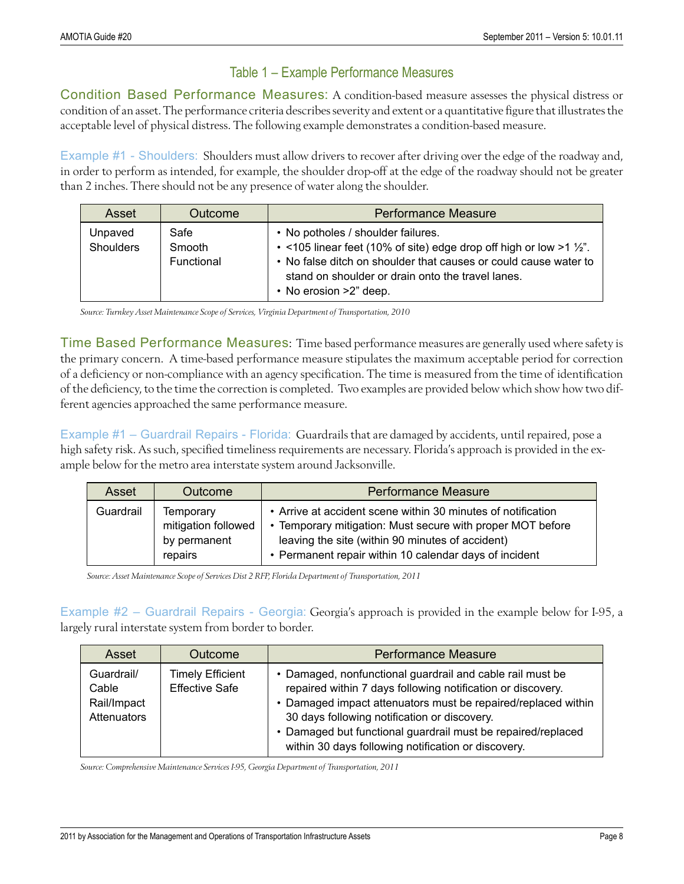## Table 1 – Example Performance Measures

**Condition Based Performance Measures:** A condition-based measure assesses the physical distress or condition of an asset. The performance criteria describes severity and extent or a quantitative figure that illustrates the acceptable level of physical distress. The following example demonstrates a condition-based measure.

**Example #1 - Shoulders:** Shoulders must allow drivers to recover after driving over the edge of the roadway and, in order to perform as intended, for example, the shoulder drop-off at the edge of the roadway should not be greater than 2 inches. There should not be any presence of water along the shoulder.

| Asset | Outcome | Performance Measure |
|---|---|---|
| Unpaved Shoulders | Safe<br>Smooth<br>Functional | • No potholes / shoulder failures.<br>• <105 linear feet (10% of site) edge drop off high or low >1 ½".<br>• No false ditch on shoulder that causes or could cause water to stand on shoulder or drain onto the travel lanes.<br>• No erosion >2" deep. |

*Source: Turnkey Asset Maintenance Scope of Services, Virginia Department of Transportation, 2010*

**Time Based Performance Measures:** Time based performance measures are generally used where safety is the primary concern. A time-based performance measure stipulates the maximum acceptable period for correction of a deficiency or non-compliance with an agency specification. The time is measured from the time of identification of the deficiency, to the time the correction is completed. Two examples are provided below which show how two different agencies approached the same performance measure.

**Example #1 – Guardrail Repairs - Florida:** Guardrails that are damaged by accidents, until repaired, pose a high safety risk. As such, specified timeliness requirements are necessary. Florida's approach is provided in the example below for the metro area interstate system around Jacksonville.

| Asset | Outcome | Performance Measure |
|---|---|---|
| Guardrail | Temporary mitigation followed by permanent repairs | • Arrive at accident scene within 30 minutes of notification<br>• Temporary mitigation: Must secure with proper MOT before leaving the site (within 90 minutes of accident)<br>• Permanent repair within 10 calendar days of incident |

*Source: Asset Maintenance Scope of Services Dist 2 RFP, Florida Department of Transportation, 2011*

**Example #2 – Guardrail Repairs - Georgia:** Georgia's approach is provided in the example below for I-95, a largely rural interstate system from border to border.

| Asset | Outcome | Performance Measure |
|---|---|---|
| Guardrail/ Cable Rail/Impact Attenuators | Timely Efficient Effective Safe | • Damaged, nonfunctional guardrail and cable rail must be repaired within 7 days following notification or discovery.<br>• Damaged impact attenuators must be repaired/replaced within 30 days following notification or discovery.<br>• Damaged but functional guardrail must be repaired/replaced within 30 days following notification or discovery. |

*Source: Comprehensive Maintenance Services I-95, Georgia Department of Transportation, 2011*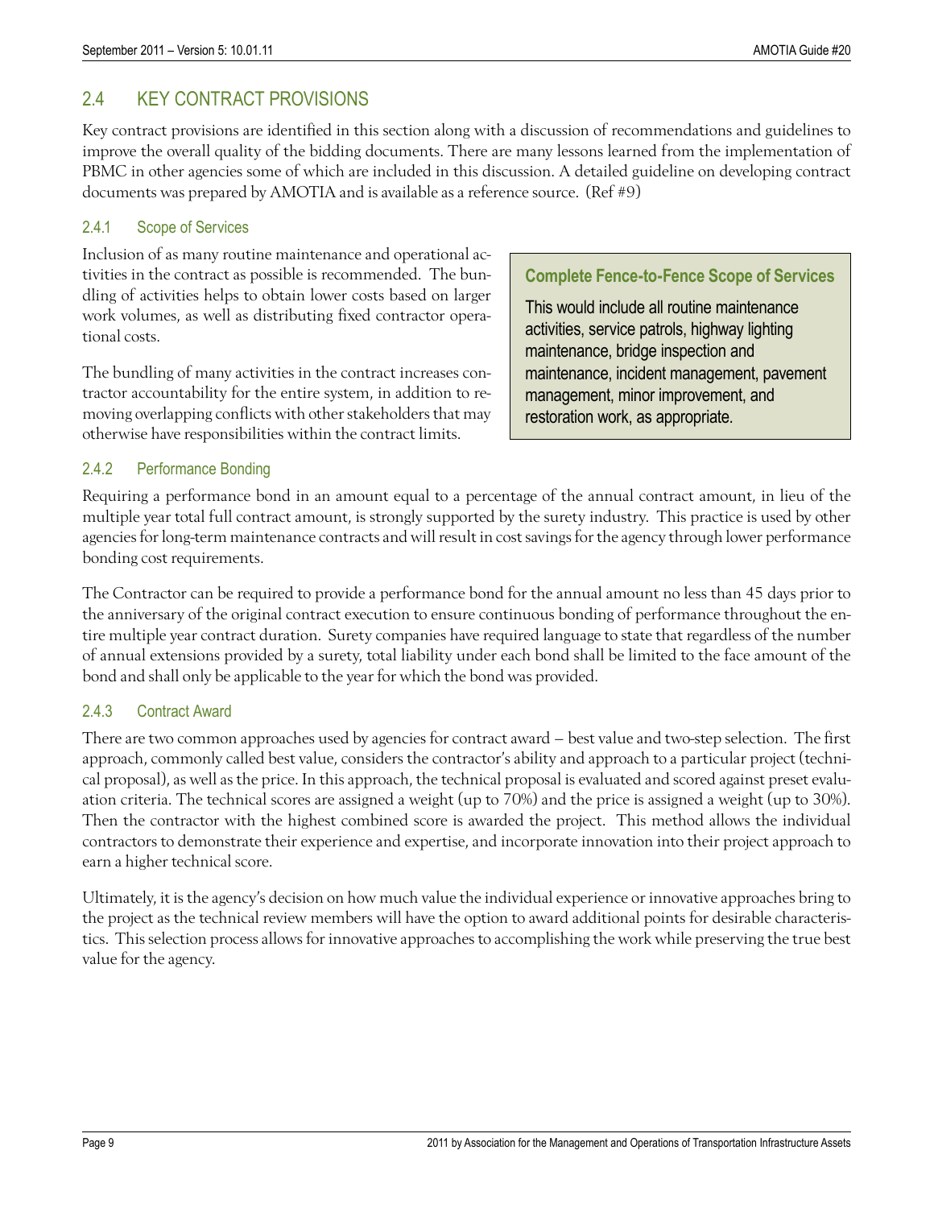## 2.4 KEY CONTRACT PROVISIONS

Key contract provisions are identified in this section along with a discussion of recommendations and guidelines to improve the overall quality of the bidding documents. There are many lessons learned from the implementation of PBMC in other agencies some of which are included in this discussion. A detailed guideline on developing contract documents was prepared by AMOTIA and is available as a reference source. (Ref #9)

### 2.4.1 Scope of Services

Inclusion of as many routine maintenance and operational activities in the contract as possible is recommended. The bundling of activities helps to obtain lower costs based on larger work volumes, as well as distributing fixed contractor operational costs.

The bundling of many activities in the contract increases contractor accountability for the entire system, in addition to removing overlapping conflicts with other stakeholders that may otherwise have responsibilities within the contract limits.

> **Complete Fence-to-Fence Scope of Services**
>
> This would include all routine maintenance activities, service patrols, highway lighting maintenance, bridge inspection and maintenance, incident management, pavement management, minor improvement, and restoration work, as appropriate.

### 2.4.2 Performance Bonding

Requiring a performance bond in an amount equal to a percentage of the annual contract amount, in lieu of the multiple year total full contract amount, is strongly supported by the surety industry. This practice is used by other agencies for long-term maintenance contracts and will result in cost savings for the agency through lower performance bonding cost requirements.

The Contractor can be required to provide a performance bond for the annual amount no less than 45 days prior to the anniversary of the original contract execution to ensure continuous bonding of performance throughout the entire multiple year contract duration. Surety companies have required language to state that regardless of the number of annual extensions provided by a surety, total liability under each bond shall be limited to the face amount of the bond and shall only be applicable to the year for which the bond was provided.

### 2.4.3 Contract Award

There are two common approaches used by agencies for contract award – best value and two-step selection. The first approach, commonly called best value, considers the contractor's ability and approach to a particular project (technical proposal), as well as the price. In this approach, the technical proposal is evaluated and scored against preset evaluation criteria. The technical scores are assigned a weight (up to 70%) and the price is assigned a weight (up to 30%). Then the contractor with the highest combined score is awarded the project. This method allows the individual contractors to demonstrate their experience and expertise, and incorporate innovation into their project approach to earn a higher technical score.

Ultimately, it is the agency's decision on how much value the individual experience or innovative approaches bring to the project as the technical review members will have the option to award additional points for desirable characteristics. This selection process allows for innovative approaches to accomplishing the work while preserving the true best value for the agency.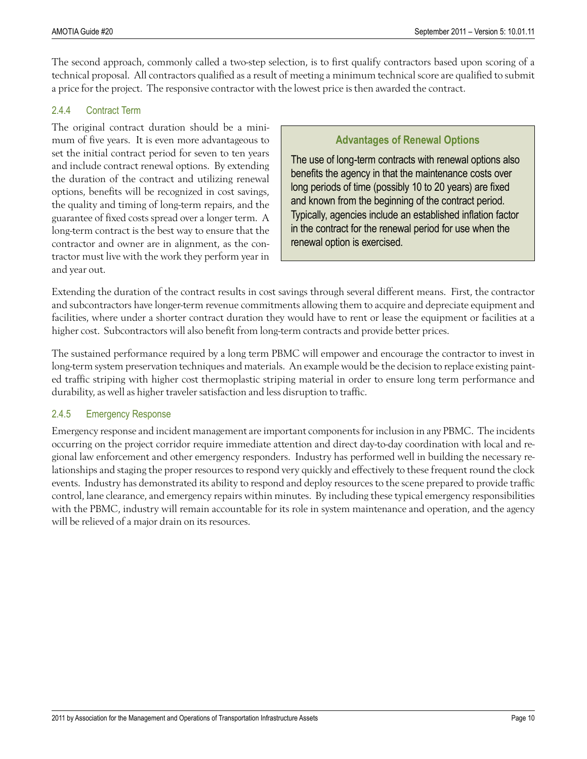The second approach, commonly called a two-step selection, is to first qualify contractors based upon scoring of a technical proposal. All contractors qualified as a result of meeting a minimum technical score are qualified to submit a price for the project. The responsive contractor with the lowest price is then awarded the contract.

### 2.4.4 Contract Term

The original contract duration should be a minimum of five years. It is even more advantageous to set the initial contract period for seven to ten years and include contract renewal options. By extending the duration of the contract and utilizing renewal options, benefits will be recognized in cost savings, the quality and timing of long-term repairs, and the guarantee of fixed costs spread over a longer term. A long-term contract is the best way to ensure that the contractor and owner are in alignment, as the contractor must live with the work they perform year in and year out.

> **Advantages of Renewal Options**
>
> The use of long-term contracts with renewal options also benefits the agency in that the maintenance costs over long periods of time (possibly 10 to 20 years) are fixed and known from the beginning of the contract period. Typically, agencies include an established inflation factor in the contract for the renewal period for use when the renewal option is exercised.

Extending the duration of the contract results in cost savings through several different means. First, the contractor and subcontractors have longer-term revenue commitments allowing them to acquire and depreciate equipment and facilities, where under a shorter contract duration they would have to rent or lease the equipment or facilities at a higher cost. Subcontractors will also benefit from long-term contracts and provide better prices.

The sustained performance required by a long term PBMC will empower and encourage the contractor to invest in long-term system preservation techniques and materials. An example would be the decision to replace existing painted traffic striping with higher cost thermoplastic striping material in order to ensure long term performance and durability, as well as higher traveler satisfaction and less disruption to traffic.

### 2.4.5 Emergency Response

Emergency response and incident management are important components for inclusion in any PBMC. The incidents occurring on the project corridor require immediate attention and direct day-to-day coordination with local and regional law enforcement and other emergency responders. Industry has performed well in building the necessary relationships and staging the proper resources to respond very quickly and effectively to these frequent round the clock events. Industry has demonstrated its ability to respond and deploy resources to the scene prepared to provide traffic control, lane clearance, and emergency repairs within minutes. By including these typical emergency responsibilities with the PBMC, industry will remain accountable for its role in system maintenance and operation, and the agency will be relieved of a major drain on its resources.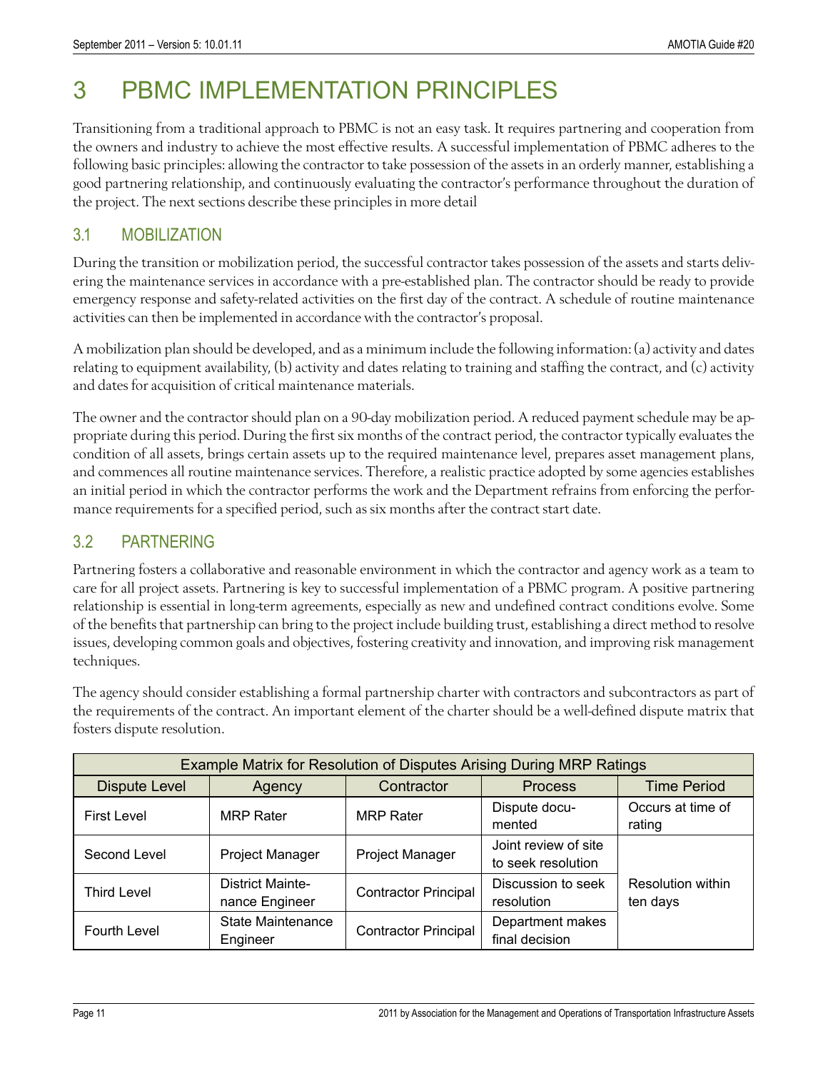# 3 PBMC IMPLEMENTATION PRINCIPLES

Transitioning from a traditional approach to PBMC is not an easy task. It requires partnering and cooperation from the owners and industry to achieve the most effective results. A successful implementation of PBMC adheres to the following basic principles: allowing the contractor to take possession of the assets in an orderly manner, establishing a good partnering relationship, and continuously evaluating the contractor's performance throughout the duration of the project. The next sections describe these principles in more detail

## 3.1 MOBILIZATION

During the transition or mobilization period, the successful contractor takes possession of the assets and starts delivering the maintenance services in accordance with a pre-established plan. The contractor should be ready to provide emergency response and safety-related activities on the first day of the contract. A schedule of routine maintenance activities can then be implemented in accordance with the contractor's proposal.

A mobilization plan should be developed, and as a minimum include the following information: (a) activity and dates relating to equipment availability, (b) activity and dates relating to training and staffing the contract, and (c) activity and dates for acquisition of critical maintenance materials.

The owner and the contractor should plan on a 90-day mobilization period. A reduced payment schedule may be appropriate during this period. During the first six months of the contract period, the contractor typically evaluates the condition of all assets, brings certain assets up to the required maintenance level, prepares asset management plans, and commences all routine maintenance services. Therefore, a realistic practice adopted by some agencies establishes an initial period in which the contractor performs the work and the Department refrains from enforcing the performance requirements for a specified period, such as six months after the contract start date.

## 3.2 PARTNERING

Partnering fosters a collaborative and reasonable environment in which the contractor and agency work as a team to care for all project assets. Partnering is key to successful implementation of a PBMC program. A positive partnering relationship is essential in long-term agreements, especially as new and undefined contract conditions evolve. Some of the benefits that partnership can bring to the project include building trust, establishing a direct method to resolve issues, developing common goals and objectives, fostering creativity and innovation, and improving risk management techniques.

The agency should consider establishing a formal partnership charter with contractors and subcontractors as part of the requirements of the contract. An important element of the charter should be a well-defined dispute matrix that fosters dispute resolution.

| Example Matrix for Resolution of Disputes Arising During MRP Ratings | | | | |
|---|---|---|---|---|
| Dispute Level | Agency | Contractor | Process | Time Period |
| First Level | MRP Rater | MRP Rater | Dispute documented | Occurs at time of rating |
| Second Level | Project Manager | Project Manager | Joint review of site to seek resolution | Resolution within ten days |
| Third Level | District Maintenance Engineer | Contractor Principal | Discussion to seek resolution | |
| Fourth Level | State Maintenance Engineer | Contractor Principal | Department makes final decision | |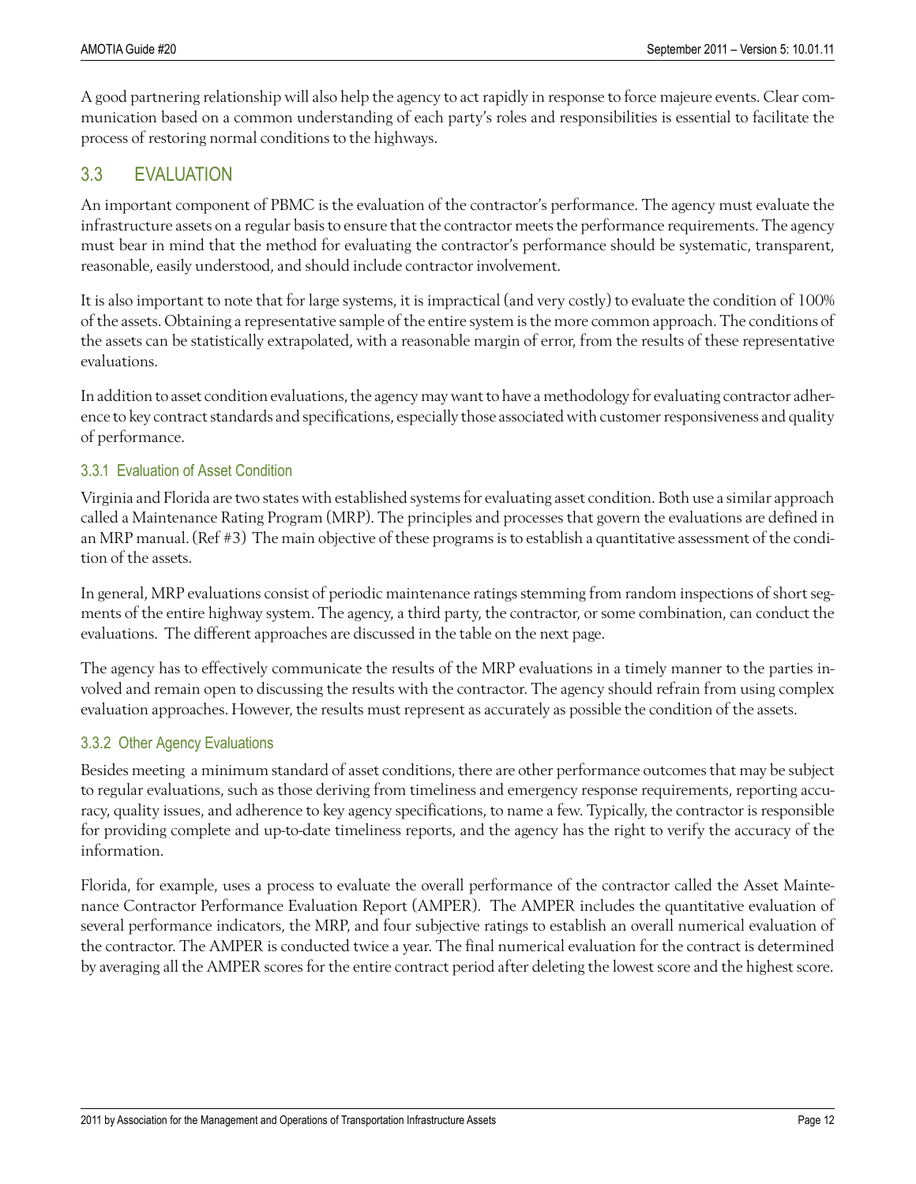A good partnering relationship will also help the agency to act rapidly in response to force majeure events. Clear communication based on a common understanding of each party's roles and responsibilities is essential to facilitate the process of restoring normal conditions to the highways.

## 3.3 EVALUATION

An important component of PBMC is the evaluation of the contractor's performance. The agency must evaluate the infrastructure assets on a regular basis to ensure that the contractor meets the performance requirements. The agency must bear in mind that the method for evaluating the contractor's performance should be systematic, transparent, reasonable, easily understood, and should include contractor involvement.

It is also important to note that for large systems, it is impractical (and very costly) to evaluate the condition of 100% of the assets. Obtaining a representative sample of the entire system is the more common approach. The conditions of the assets can be statistically extrapolated, with a reasonable margin of error, from the results of these representative evaluations.

In addition to asset condition evaluations, the agency may want to have a methodology for evaluating contractor adherence to key contract standards and specifications, especially those associated with customer responsiveness and quality of performance.

### 3.3.1 Evaluation of Asset Condition

Virginia and Florida are two states with established systems for evaluating asset condition. Both use a similar approach called a Maintenance Rating Program (MRP). The principles and processes that govern the evaluations are defined in an MRP manual. (Ref #3) The main objective of these programs is to establish a quantitative assessment of the condition of the assets.

In general, MRP evaluations consist of periodic maintenance ratings stemming from random inspections of short segments of the entire highway system. The agency, a third party, the contractor, or some combination, can conduct the evaluations. The different approaches are discussed in the table on the next page.

The agency has to effectively communicate the results of the MRP evaluations in a timely manner to the parties involved and remain open to discussing the results with the contractor. The agency should refrain from using complex evaluation approaches. However, the results must represent as accurately as possible the condition of the assets.

### 3.3.2 Other Agency Evaluations

Besides meeting a minimum standard of asset conditions, there are other performance outcomes that may be subject to regular evaluations, such as those deriving from timeliness and emergency response requirements, reporting accuracy, quality issues, and adherence to key agency specifications, to name a few. Typically, the contractor is responsible for providing complete and up-to-date timeliness reports, and the agency has the right to verify the accuracy of the information.

Florida, for example, uses a process to evaluate the overall performance of the contractor called the Asset Maintenance Contractor Performance Evaluation Report (AMPER). The AMPER includes the quantitative evaluation of several performance indicators, the MRP, and four subjective ratings to establish an overall numerical evaluation of the contractor. The AMPER is conducted twice a year. The final numerical evaluation for the contract is determined by averaging all the AMPER scores for the entire contract period after deleting the lowest score and the highest score.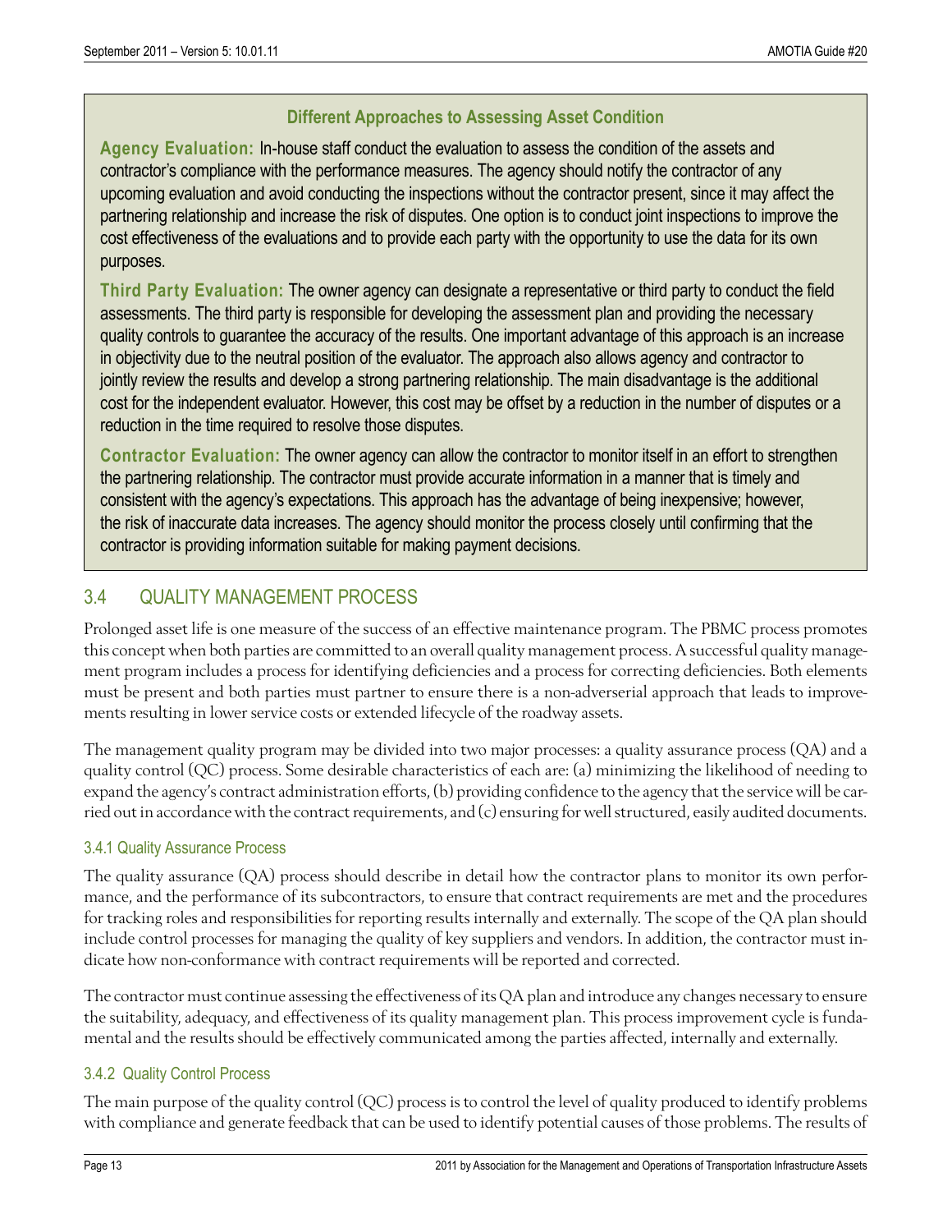### Different Approaches to Assessing Asset Condition

**Agency Evaluation:** In-house staff conduct the evaluation to assess the condition of the assets and contractor's compliance with the performance measures. The agency should notify the contractor of any upcoming evaluation and avoid conducting the inspections without the contractor present, since it may affect the partnering relationship and increase the risk of disputes. One option is to conduct joint inspections to improve the cost effectiveness of the evaluations and to provide each party with the opportunity to use the data for its own purposes.

**Third Party Evaluation:** The owner agency can designate a representative or third party to conduct the field assessments. The third party is responsible for developing the assessment plan and providing the necessary quality controls to guarantee the accuracy of the results. One important advantage of this approach is an increase in objectivity due to the neutral position of the evaluator. The approach also allows agency and contractor to jointly review the results and develop a strong partnering relationship. The main disadvantage is the additional cost for the independent evaluator. However, this cost may be offset by a reduction in the number of disputes or a reduction in the time required to resolve those disputes.

**Contractor Evaluation:** The owner agency can allow the contractor to monitor itself in an effort to strengthen the partnering relationship. The contractor must provide accurate information in a manner that is timely and consistent with the agency's expectations. This approach has the advantage of being inexpensive; however, the risk of inaccurate data increases. The agency should monitor the process closely until confirming that the contractor is providing information suitable for making payment decisions.

## 3.4 QUALITY MANAGEMENT PROCESS

Prolonged asset life is one measure of the success of an effective maintenance program. The PBMC process promotes this concept when both parties are committed to an overall quality management process. A successful quality management program includes a process for identifying deficiencies and a process for correcting deficiencies. Both elements must be present and both parties must partner to ensure there is a non-adverserial approach that leads to improvements resulting in lower service costs or extended lifecycle of the roadway assets.

The management quality program may be divided into two major processes: a quality assurance process (QA) and a quality control (QC) process. Some desirable characteristics of each are: (a) minimizing the likelihood of needing to expand the agency's contract administration efforts, (b) providing confidence to the agency that the service will be carried out in accordance with the contract requirements, and (c) ensuring for well structured, easily audited documents.

### 3.4.1 Quality Assurance Process

The quality assurance (QA) process should describe in detail how the contractor plans to monitor its own performance, and the performance of its subcontractors, to ensure that contract requirements are met and the procedures for tracking roles and responsibilities for reporting results internally and externally. The scope of the QA plan should include control processes for managing the quality of key suppliers and vendors. In addition, the contractor must indicate how non-conformance with contract requirements will be reported and corrected.

The contractor must continue assessing the effectiveness of its QA plan and introduce any changes necessary to ensure the suitability, adequacy, and effectiveness of its quality management plan. This process improvement cycle is fundamental and the results should be effectively communicated among the parties affected, internally and externally.

### 3.4.2 Quality Control Process

The main purpose of the quality control (QC) process is to control the level of quality produced to identify problems with compliance and generate feedback that can be used to identify potential causes of those problems. The results of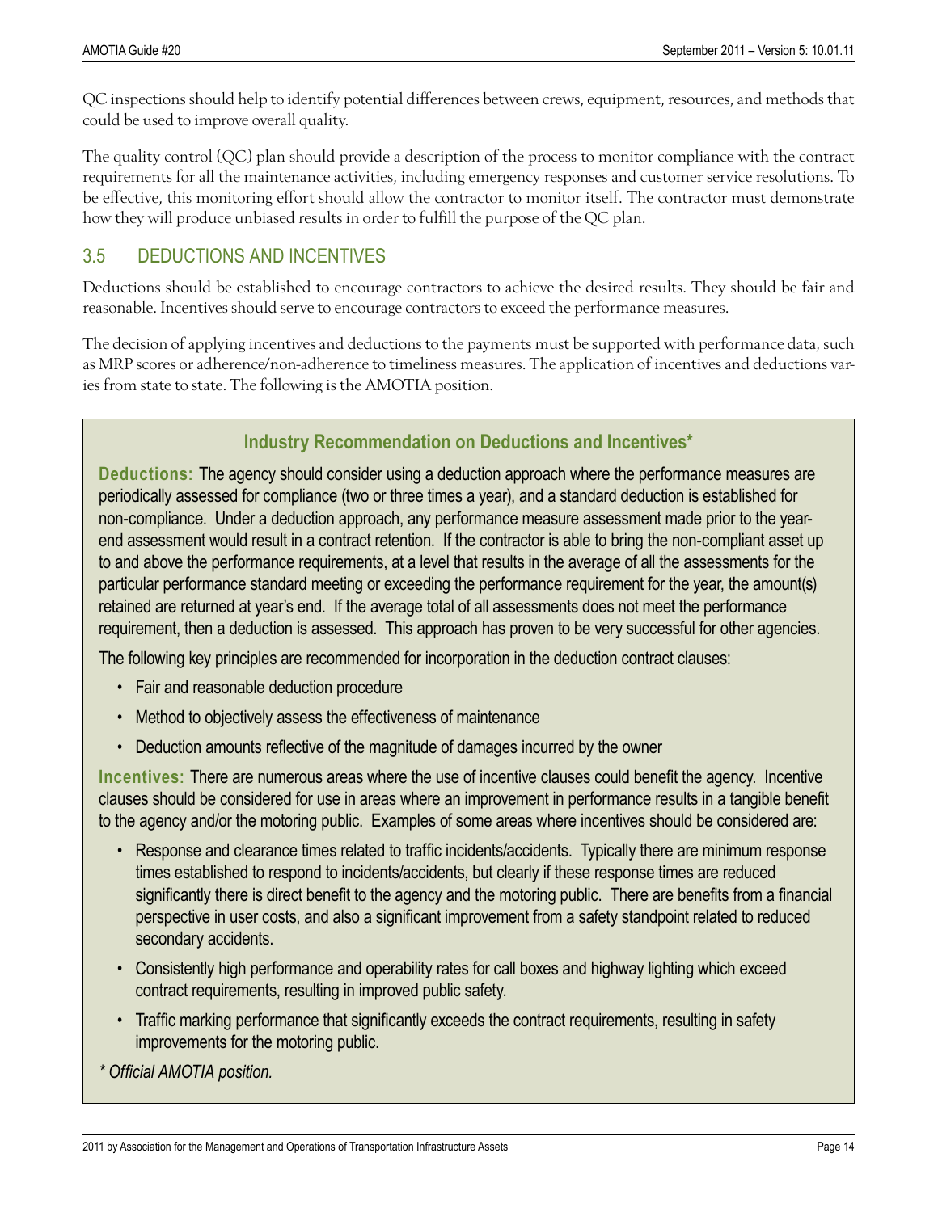QC inspections should help to identify potential differences between crews, equipment, resources, and methods that could be used to improve overall quality.

The quality control (QC) plan should provide a description of the process to monitor compliance with the contract requirements for all the maintenance activities, including emergency responses and customer service resolutions. To be effective, this monitoring effort should allow the contractor to monitor itself. The contractor must demonstrate how they will produce unbiased results in order to fulfill the purpose of the QC plan.

## 3.5 DEDUCTIONS AND INCENTIVES

Deductions should be established to encourage contractors to achieve the desired results. They should be fair and reasonable. Incentives should serve to encourage contractors to exceed the performance measures.

The decision of applying incentives and deductions to the payments must be supported with performance data, such as MRP scores or adherence/non-adherence to timeliness measures. The application of incentives and deductions varies from state to state. The following is the AMOTIA position.

### Industry Recommendation on Deductions and Incentives*

**Deductions:** The agency should consider using a deduction approach where the performance measures are periodically assessed for compliance (two or three times a year), and a standard deduction is established for non-compliance. Under a deduction approach, any performance measure assessment made prior to the year-end assessment would result in a contract retention. If the contractor is able to bring the non-compliant asset up to and above the performance requirements, at a level that results in the average of all the assessments for the particular performance standard meeting or exceeding the performance requirement for the year, the amount(s) retained are returned at year's end. If the average total of all assessments does not meet the performance requirement, then a deduction is assessed. This approach has proven to be very successful for other agencies.

The following key principles are recommended for incorporation in the deduction contract clauses:

- Fair and reasonable deduction procedure
- Method to objectively assess the effectiveness of maintenance
- Deduction amounts reflective of the magnitude of damages incurred by the owner

**Incentives:** There are numerous areas where the use of incentive clauses could benefit the agency. Incentive clauses should be considered for use in areas where an improvement in performance results in a tangible benefit to the agency and/or the motoring public. Examples of some areas where incentives should be considered are:

- Response and clearance times related to traffic incidents/accidents. Typically there are minimum response times established to respond to incidents/accidents, but clearly if these response times are reduced significantly there is direct benefit to the agency and the motoring public. There are benefits from a financial perspective in user costs, and also a significant improvement from a safety standpoint related to reduced secondary accidents.
- Consistently high performance and operability rates for call boxes and highway lighting which exceed contract requirements, resulting in improved public safety.
- Traffic marking performance that significantly exceeds the contract requirements, resulting in safety improvements for the motoring public.

*\* Official AMOTIA position.*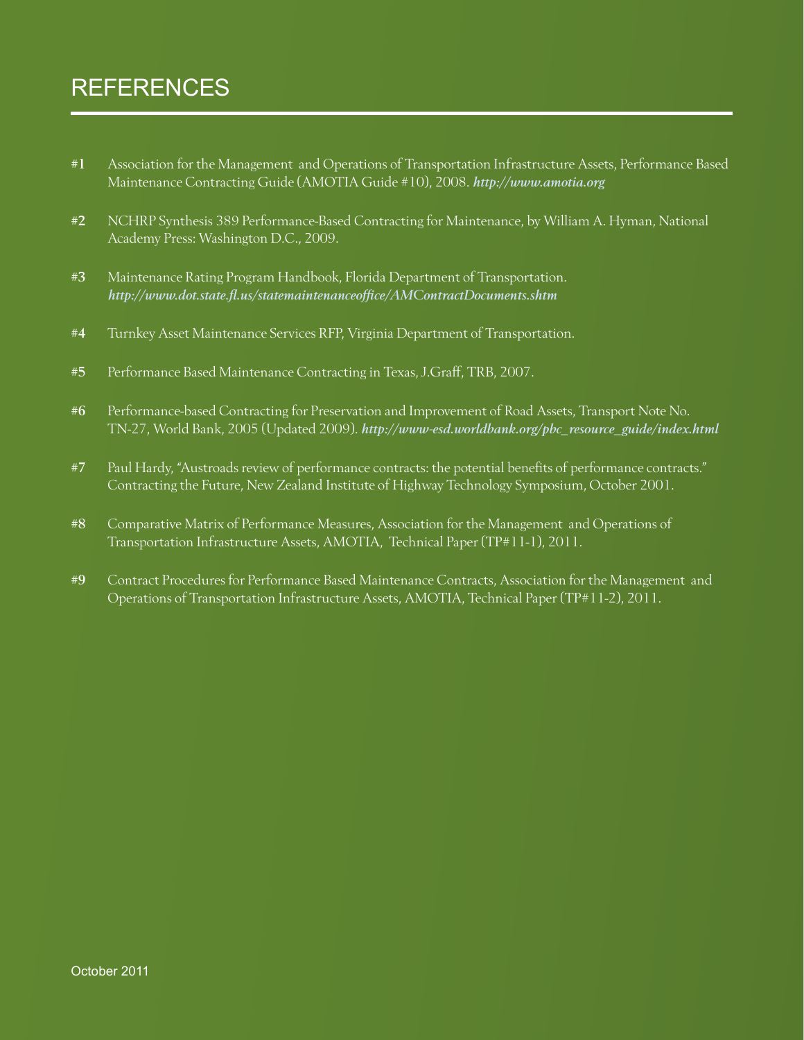# REFERENCES

**#1** Association for the Management and Operations of Transportation Infrastructure Assets, Performance Based Maintenance Contracting Guide (AMOTIA Guide #10), 2008. ***http://www.amotia.org***

**#2** NCHRP Synthesis 389 Performance-Based Contracting for Maintenance, by William A. Hyman, National Academy Press: Washington D.C., 2009.

**#3** Maintenance Rating Program Handbook, Florida Department of Transportation. ***http://www.dot.state.fl.us/statemaintenanceoffice/AMContractDocuments.shtm***

**#4** Turnkey Asset Maintenance Services RFP, Virginia Department of Transportation.

**#5** Performance Based Maintenance Contracting in Texas, J.Graff, TRB, 2007.

**#6** Performance-based Contracting for Preservation and Improvement of Road Assets, Transport Note No. TN-27, World Bank, 2005 (Updated 2009). ***http://www-esd.worldbank.org/pbc_resource_guide/index.html***

**#7** Paul Hardy, "Austroads review of performance contracts: the potential benefits of performance contracts." Contracting the Future, New Zealand Institute of Highway Technology Symposium, October 2001.

**#8** Comparative Matrix of Performance Measures, Association for the Management and Operations of Transportation Infrastructure Assets, AMOTIA, Technical Paper (TP#11-1), 2011.

**#9** Contract Procedures for Performance Based Maintenance Contracts, Association for the Management and Operations of Transportation Infrastructure Assets, AMOTIA, Technical Paper (TP#11-2), 2011.